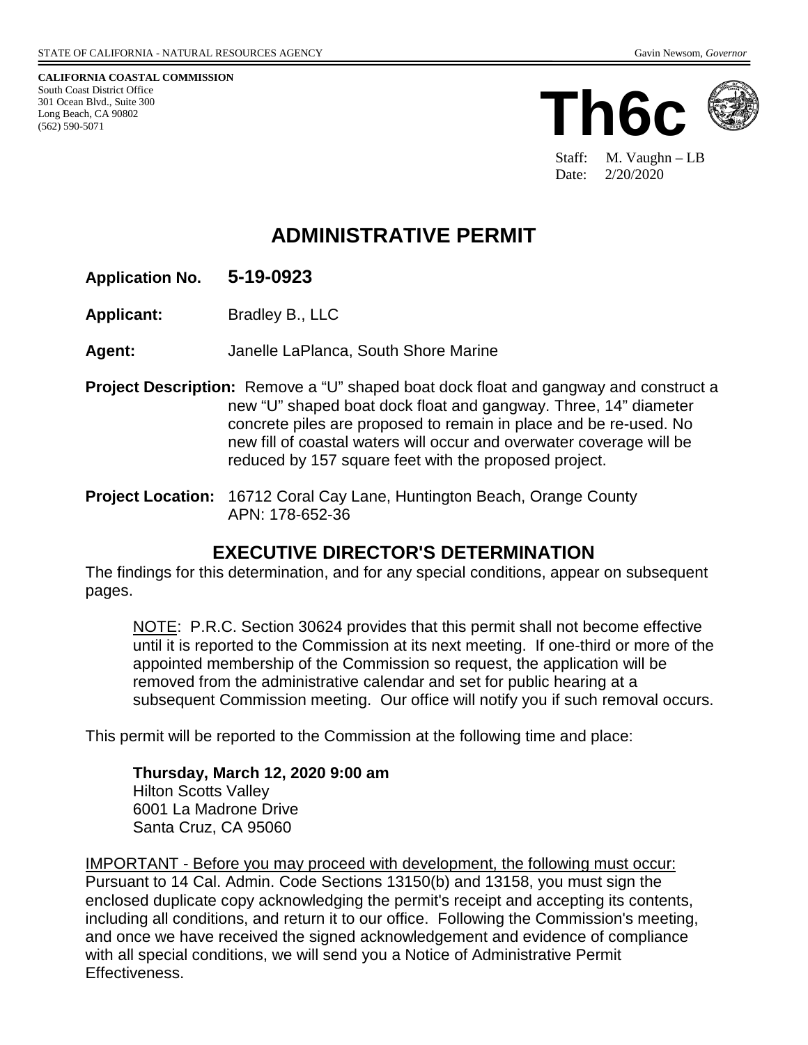STATE OF CALIFORNIA - NATURAL RESOURCES AGENCY Gavin Newsom, *Governor*

**CALIFORNIA COASTAL COMMISSION**
South Coast District Office
301 Ocean Blvd., Suite 300
Long Beach, CA 90802
(562) 590-5071

# Th6c

Staff: M. Vaughn – LB
Date: 2/20/2020

# ADMINISTRATIVE PERMIT

**Application No.** **5-19-0923**

**Applicant:** Bradley B., LLC

**Agent:** Janelle LaPlanca, South Shore Marine

**Project Description:** Remove a "U" shaped boat dock float and gangway and construct a new "U" shaped boat dock float and gangway. Three, 14" diameter concrete piles are proposed to remain in place and be re-used. No new fill of coastal waters will occur and overwater coverage will be reduced by 157 square feet with the proposed project.

**Project Location:** 16712 Coral Cay Lane, Huntington Beach, Orange County
APN: 178-652-36

## EXECUTIVE DIRECTOR'S DETERMINATION

The findings for this determination, and for any special conditions, appear on subsequent pages.

NOTE: P.R.C. Section 30624 provides that this permit shall not become effective until it is reported to the Commission at its next meeting. If one-third or more of the appointed membership of the Commission so request, the application will be removed from the administrative calendar and set for public hearing at a subsequent Commission meeting. Our office will notify you if such removal occurs.

This permit will be reported to the Commission at the following time and place:

**Thursday, March 12, 2020 9:00 am**
Hilton Scotts Valley
6001 La Madrone Drive
Santa Cruz, CA 95060

IMPORTANT - Before you may proceed with development, the following must occur: Pursuant to 14 Cal. Admin. Code Sections 13150(b) and 13158, you must sign the enclosed duplicate copy acknowledging the permit's receipt and accepting its contents, including all conditions, and return it to our office. Following the Commission's meeting, and once we have received the signed acknowledgement and evidence of compliance with all special conditions, we will send you a Notice of Administrative Permit Effectiveness.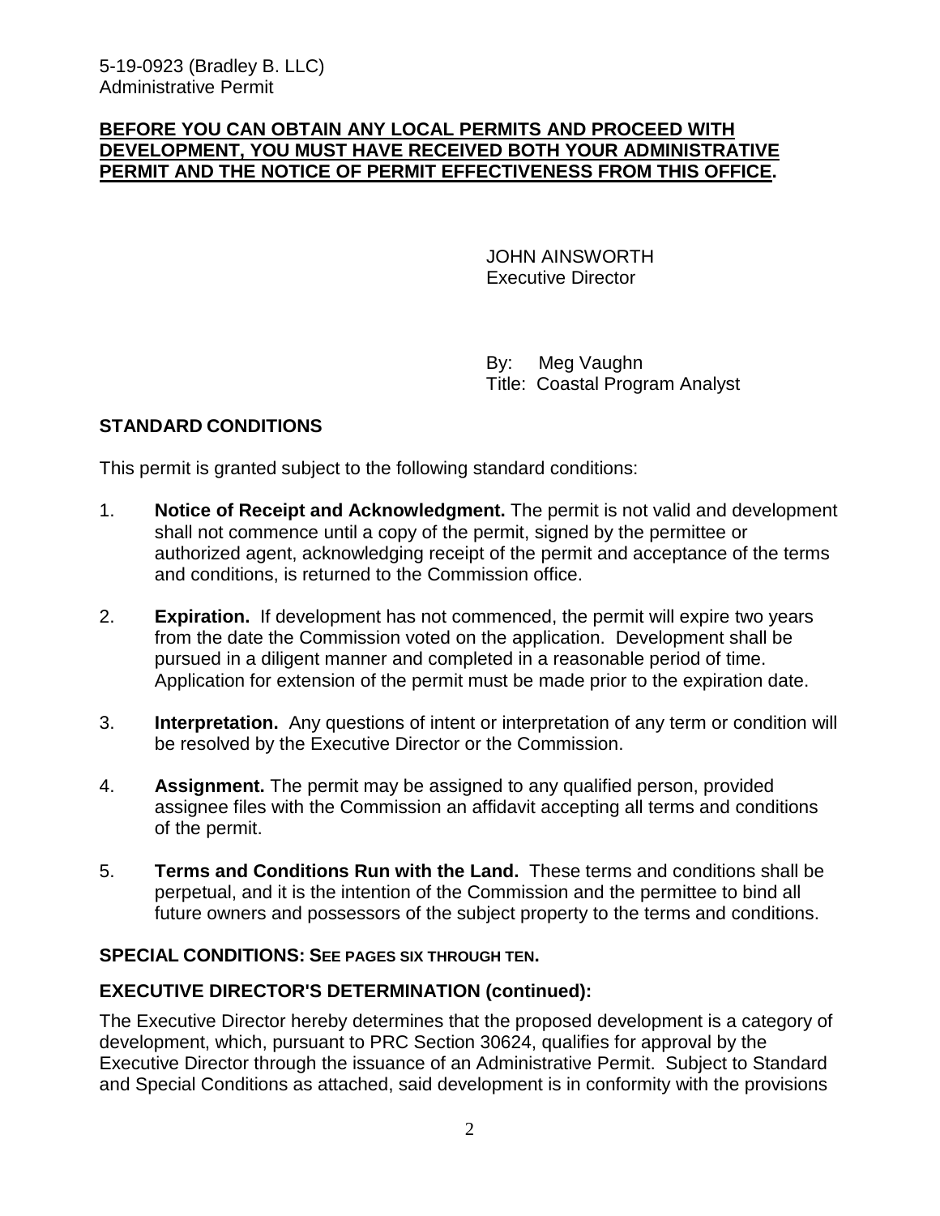**BEFORE YOU CAN OBTAIN ANY LOCAL PERMITS AND PROCEED WITH DEVELOPMENT, YOU MUST HAVE RECEIVED BOTH YOUR ADMINISTRATIVE PERMIT AND THE NOTICE OF PERMIT EFFECTIVENESS FROM THIS OFFICE.**

JOHN AINSWORTH
Executive Director

By: Meg Vaughn
Title: Coastal Program Analyst

## STANDARD CONDITIONS

This permit is granted subject to the following standard conditions:

1. **Notice of Receipt and Acknowledgment.** The permit is not valid and development shall not commence until a copy of the permit, signed by the permittee or authorized agent, acknowledging receipt of the permit and acceptance of the terms and conditions, is returned to the Commission office.

2. **Expiration.** If development has not commenced, the permit will expire two years from the date the Commission voted on the application. Development shall be pursued in a diligent manner and completed in a reasonable period of time. Application for extension of the permit must be made prior to the expiration date.

3. **Interpretation.** Any questions of intent or interpretation of any term or condition will be resolved by the Executive Director or the Commission.

4. **Assignment.** The permit may be assigned to any qualified person, provided assignee files with the Commission an affidavit accepting all terms and conditions of the permit.

5. **Terms and Conditions Run with the Land.** These terms and conditions shall be perpetual, and it is the intention of the Commission and the permittee to bind all future owners and possessors of the subject property to the terms and conditions.

## SPECIAL CONDITIONS: SEE PAGES SIX THROUGH TEN.

## EXECUTIVE DIRECTOR'S DETERMINATION (continued):

The Executive Director hereby determines that the proposed development is a category of development, which, pursuant to PRC Section 30624, qualifies for approval by the Executive Director through the issuance of an Administrative Permit. Subject to Standard and Special Conditions as attached, said development is in conformity with the provisions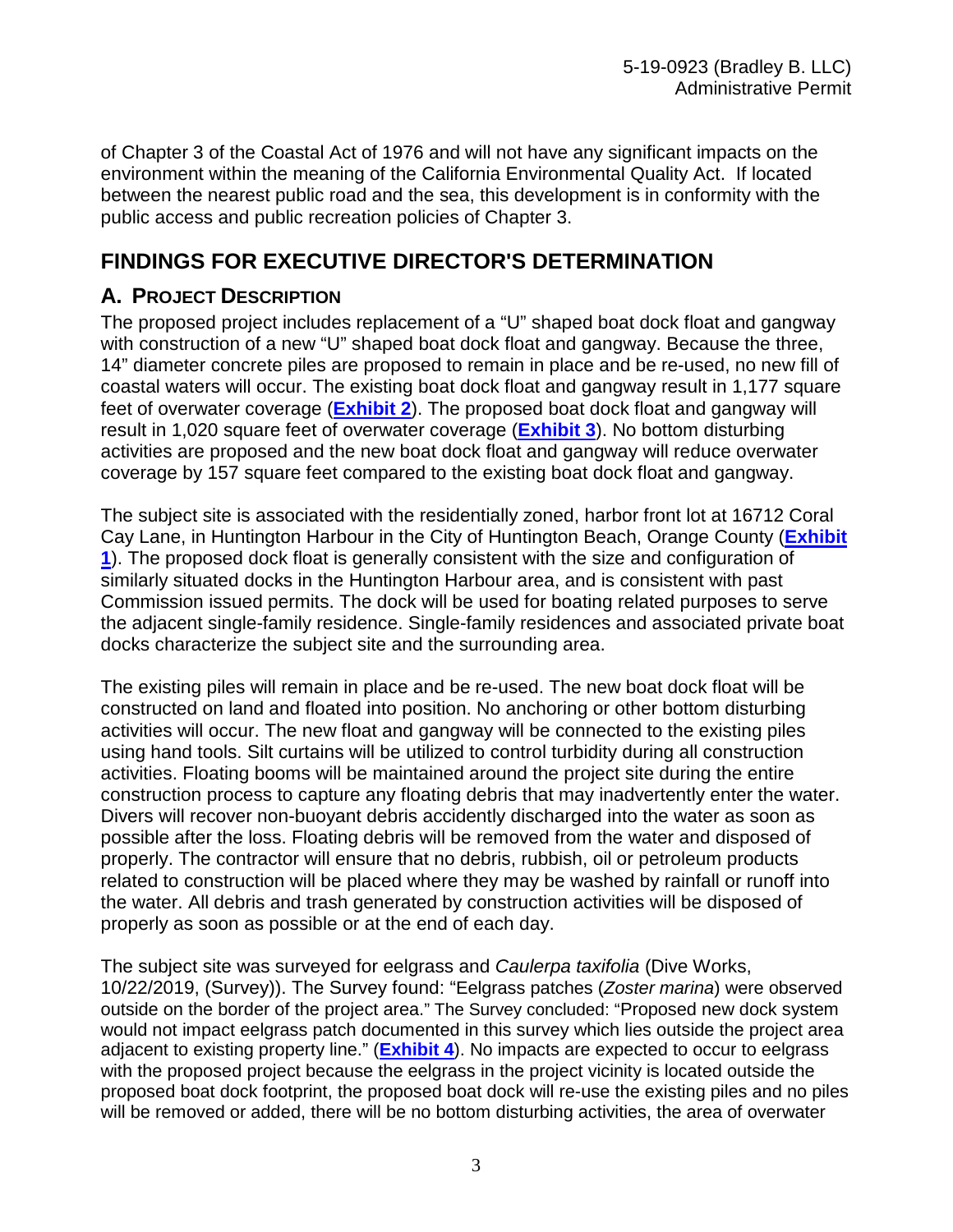of Chapter 3 of the Coastal Act of 1976 and will not have any significant impacts on the environment within the meaning of the California Environmental Quality Act. If located between the nearest public road and the sea, this development is in conformity with the public access and public recreation policies of Chapter 3.

## FINDINGS FOR EXECUTIVE DIRECTOR'S DETERMINATION

### A. PROJECT DESCRIPTION

The proposed project includes replacement of a "U" shaped boat dock float and gangway with construction of a new "U" shaped boat dock float and gangway. Because the three, 14" diameter concrete piles are proposed to remain in place and be re-used, no new fill of coastal waters will occur. The existing boat dock float and gangway result in 1,177 square feet of overwater coverage (**Exhibit 2**). The proposed boat dock float and gangway will result in 1,020 square feet of overwater coverage (**Exhibit 3**). No bottom disturbing activities are proposed and the new boat dock float and gangway will reduce overwater coverage by 157 square feet compared to the existing boat dock float and gangway.

The subject site is associated with the residentially zoned, harbor front lot at 16712 Coral Cay Lane, in Huntington Harbour in the City of Huntington Beach, Orange County (**Exhibit 1**). The proposed dock float is generally consistent with the size and configuration of similarly situated docks in the Huntington Harbour area, and is consistent with past Commission issued permits. The dock will be used for boating related purposes to serve the adjacent single-family residence. Single-family residences and associated private boat docks characterize the subject site and the surrounding area.

The existing piles will remain in place and be re-used. The new boat dock float will be constructed on land and floated into position. No anchoring or other bottom disturbing activities will occur. The new float and gangway will be connected to the existing piles using hand tools. Silt curtains will be utilized to control turbidity during all construction activities. Floating booms will be maintained around the project site during the entire construction process to capture any floating debris that may inadvertently enter the water. Divers will recover non-buoyant debris accidently discharged into the water as soon as possible after the loss. Floating debris will be removed from the water and disposed of properly. The contractor will ensure that no debris, rubbish, oil or petroleum products related to construction will be placed where they may be washed by rainfall or runoff into the water. All debris and trash generated by construction activities will be disposed of properly as soon as possible or at the end of each day.

The subject site was surveyed for eelgrass and *Caulerpa taxifolia* (Dive Works, 10/22/2019, (Survey)). The Survey found: "Eelgrass patches (*Zoster marina*) were observed outside on the border of the project area." The Survey concluded: "Proposed new dock system would not impact eelgrass patch documented in this survey which lies outside the project area adjacent to existing property line." (**Exhibit 4**). No impacts are expected to occur to eelgrass with the proposed project because the eelgrass in the project vicinity is located outside the proposed boat dock footprint, the proposed boat dock will re-use the existing piles and no piles will be removed or added, there will be no bottom disturbing activities, the area of overwater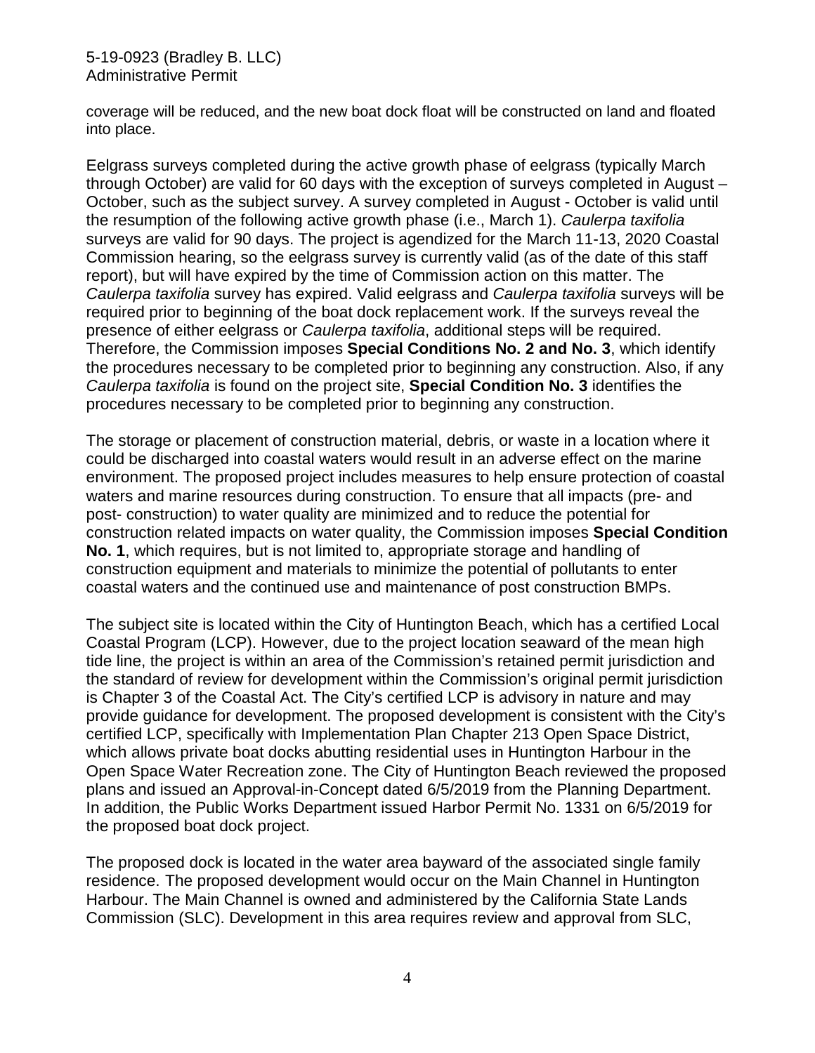coverage will be reduced, and the new boat dock float will be constructed on land and floated into place.

Eelgrass surveys completed during the active growth phase of eelgrass (typically March through October) are valid for 60 days with the exception of surveys completed in August – October, such as the subject survey. A survey completed in August - October is valid until the resumption of the following active growth phase (i.e., March 1). *Caulerpa taxifolia* surveys are valid for 90 days. The project is agendized for the March 11-13, 2020 Coastal Commission hearing, so the eelgrass survey is currently valid (as of the date of this staff report), but will have expired by the time of Commission action on this matter. The *Caulerpa taxifolia* survey has expired. Valid eelgrass and *Caulerpa taxifolia* surveys will be required prior to beginning of the boat dock replacement work. If the surveys reveal the presence of either eelgrass or *Caulerpa taxifolia*, additional steps will be required. Therefore, the Commission imposes **Special Conditions No. 2 and No. 3**, which identify the procedures necessary to be completed prior to beginning any construction. Also, if any *Caulerpa taxifolia* is found on the project site, **Special Condition No. 3** identifies the procedures necessary to be completed prior to beginning any construction.

The storage or placement of construction material, debris, or waste in a location where it could be discharged into coastal waters would result in an adverse effect on the marine environment. The proposed project includes measures to help ensure protection of coastal waters and marine resources during construction. To ensure that all impacts (pre- and post- construction) to water quality are minimized and to reduce the potential for construction related impacts on water quality, the Commission imposes **Special Condition No. 1**, which requires, but is not limited to, appropriate storage and handling of construction equipment and materials to minimize the potential of pollutants to enter coastal waters and the continued use and maintenance of post construction BMPs.

The subject site is located within the City of Huntington Beach, which has a certified Local Coastal Program (LCP). However, due to the project location seaward of the mean high tide line, the project is within an area of the Commission's retained permit jurisdiction and the standard of review for development within the Commission's original permit jurisdiction is Chapter 3 of the Coastal Act. The City's certified LCP is advisory in nature and may provide guidance for development. The proposed development is consistent with the City's certified LCP, specifically with Implementation Plan Chapter 213 Open Space District, which allows private boat docks abutting residential uses in Huntington Harbour in the Open Space Water Recreation zone. The City of Huntington Beach reviewed the proposed plans and issued an Approval-in-Concept dated 6/5/2019 from the Planning Department. In addition, the Public Works Department issued Harbor Permit No. 1331 on 6/5/2019 for the proposed boat dock project.

The proposed dock is located in the water area bayward of the associated single family residence. The proposed development would occur on the Main Channel in Huntington Harbour. The Main Channel is owned and administered by the California State Lands Commission (SLC). Development in this area requires review and approval from SLC,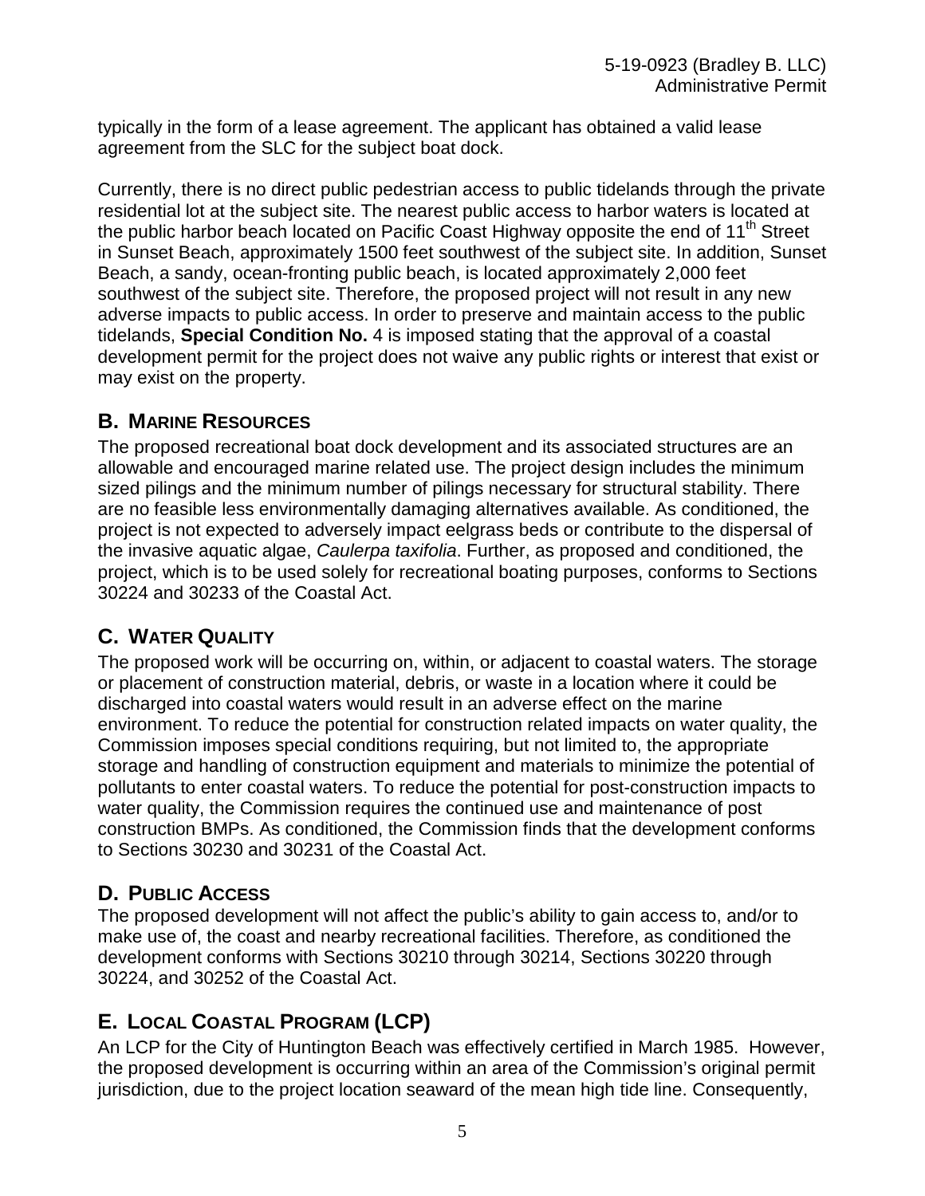typically in the form of a lease agreement. The applicant has obtained a valid lease agreement from the SLC for the subject boat dock.

Currently, there is no direct public pedestrian access to public tidelands through the private residential lot at the subject site. The nearest public access to harbor waters is located at the public harbor beach located on Pacific Coast Highway opposite the end of 11th Street in Sunset Beach, approximately 1500 feet southwest of the subject site. In addition, Sunset Beach, a sandy, ocean-fronting public beach, is located approximately 2,000 feet southwest of the subject site. Therefore, the proposed project will not result in any new adverse impacts to public access. In order to preserve and maintain access to the public tidelands, **Special Condition No.** 4 is imposed stating that the approval of a coastal development permit for the project does not waive any public rights or interest that exist or may exist on the property.

## B. Marine Resources

The proposed recreational boat dock development and its associated structures are an allowable and encouraged marine related use. The project design includes the minimum sized pilings and the minimum number of pilings necessary for structural stability. There are no feasible less environmentally damaging alternatives available. As conditioned, the project is not expected to adversely impact eelgrass beds or contribute to the dispersal of the invasive aquatic algae, *Caulerpa taxifolia*. Further, as proposed and conditioned, the project, which is to be used solely for recreational boating purposes, conforms to Sections 30224 and 30233 of the Coastal Act.

## C. Water Quality

The proposed work will be occurring on, within, or adjacent to coastal waters. The storage or placement of construction material, debris, or waste in a location where it could be discharged into coastal waters would result in an adverse effect on the marine environment. To reduce the potential for construction related impacts on water quality, the Commission imposes special conditions requiring, but not limited to, the appropriate storage and handling of construction equipment and materials to minimize the potential of pollutants to enter coastal waters. To reduce the potential for post-construction impacts to water quality, the Commission requires the continued use and maintenance of post construction BMPs. As conditioned, the Commission finds that the development conforms to Sections 30230 and 30231 of the Coastal Act.

## D. Public Access

The proposed development will not affect the public's ability to gain access to, and/or to make use of, the coast and nearby recreational facilities. Therefore, as conditioned the development conforms with Sections 30210 through 30214, Sections 30220 through 30224, and 30252 of the Coastal Act.

## E. Local Coastal Program (LCP)

An LCP for the City of Huntington Beach was effectively certified in March 1985. However, the proposed development is occurring within an area of the Commission's original permit jurisdiction, due to the project location seaward of the mean high tide line. Consequently,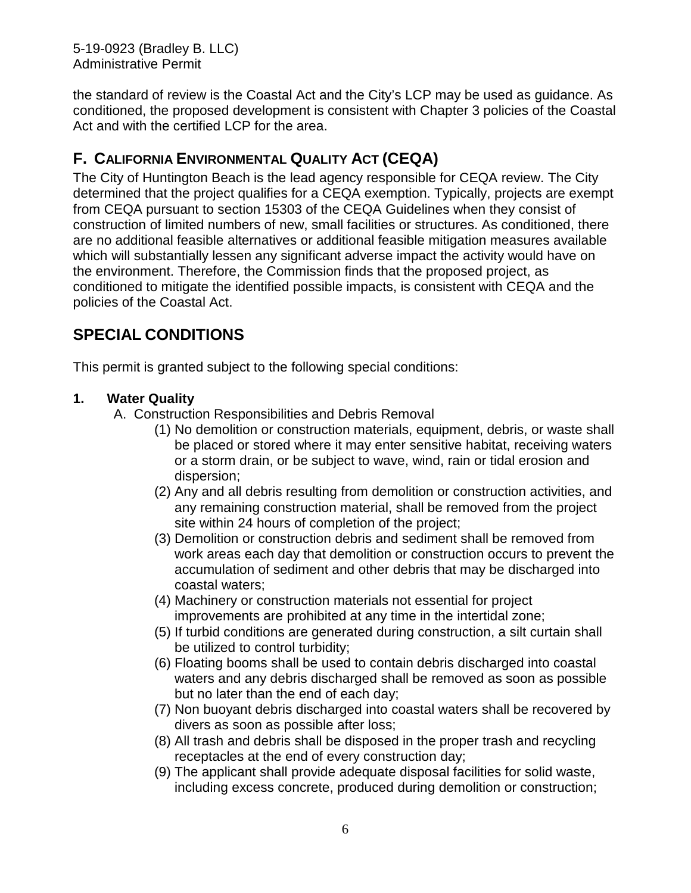the standard of review is the Coastal Act and the City's LCP may be used as guidance. As conditioned, the proposed development is consistent with Chapter 3 policies of the Coastal Act and with the certified LCP for the area.

## F. CALIFORNIA ENVIRONMENTAL QUALITY ACT (CEQA)

The City of Huntington Beach is the lead agency responsible for CEQA review. The City determined that the project qualifies for a CEQA exemption. Typically, projects are exempt from CEQA pursuant to section 15303 of the CEQA Guidelines when they consist of construction of limited numbers of new, small facilities or structures. As conditioned, there are no additional feasible alternatives or additional feasible mitigation measures available which will substantially lessen any significant adverse impact the activity would have on the environment. Therefore, the Commission finds that the proposed project, as conditioned to mitigate the identified possible impacts, is consistent with CEQA and the policies of the Coastal Act.

# SPECIAL CONDITIONS

This permit is granted subject to the following special conditions:

**1. Water Quality**

A. Construction Responsibilities and Debris Removal

(1) No demolition or construction materials, equipment, debris, or waste shall be placed or stored where it may enter sensitive habitat, receiving waters or a storm drain, or be subject to wave, wind, rain or tidal erosion and dispersion;

(2) Any and all debris resulting from demolition or construction activities, and any remaining construction material, shall be removed from the project site within 24 hours of completion of the project;

(3) Demolition or construction debris and sediment shall be removed from work areas each day that demolition or construction occurs to prevent the accumulation of sediment and other debris that may be discharged into coastal waters;

(4) Machinery or construction materials not essential for project improvements are prohibited at any time in the intertidal zone;

(5) If turbid conditions are generated during construction, a silt curtain shall be utilized to control turbidity;

(6) Floating booms shall be used to contain debris discharged into coastal waters and any debris discharged shall be removed as soon as possible but no later than the end of each day;

(7) Non buoyant debris discharged into coastal waters shall be recovered by divers as soon as possible after loss;

(8) All trash and debris shall be disposed in the proper trash and recycling receptacles at the end of every construction day;

(9) The applicant shall provide adequate disposal facilities for solid waste, including excess concrete, produced during demolition or construction;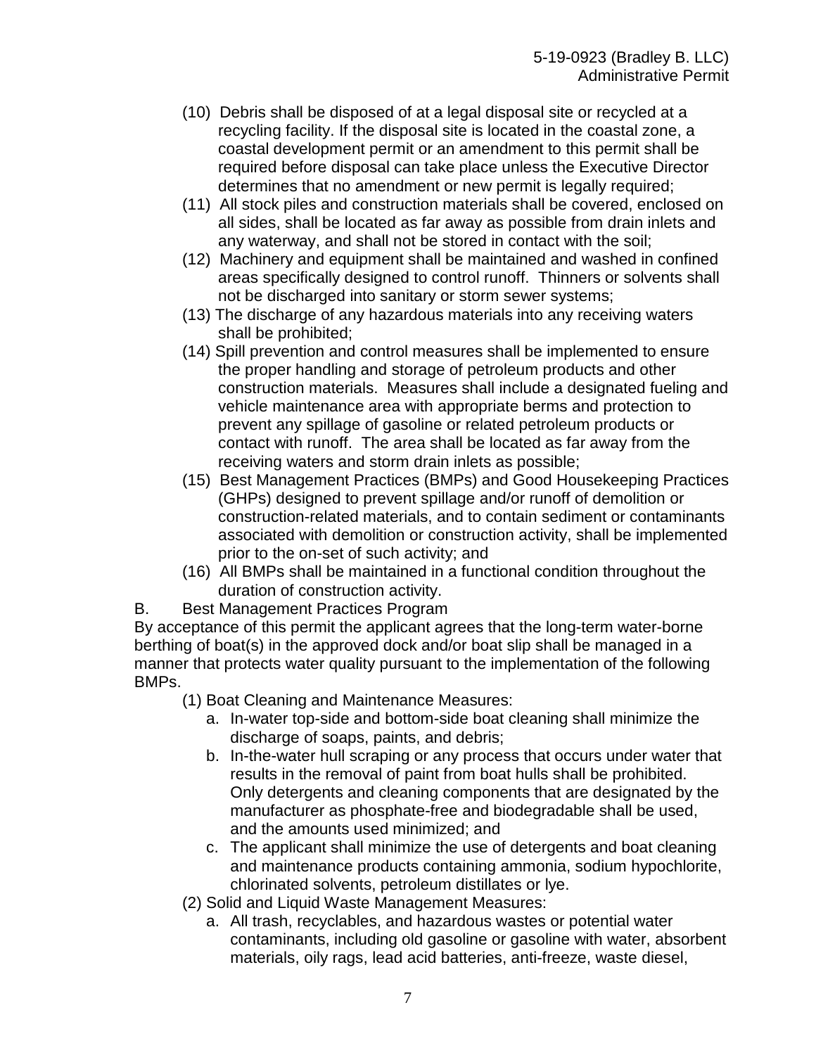(10) Debris shall be disposed of at a legal disposal site or recycled at a recycling facility. If the disposal site is located in the coastal zone, a coastal development permit or an amendment to this permit shall be required before disposal can take place unless the Executive Director determines that no amendment or new permit is legally required;

(11) All stock piles and construction materials shall be covered, enclosed on all sides, shall be located as far away as possible from drain inlets and any waterway, and shall not be stored in contact with the soil;

(12) Machinery and equipment shall be maintained and washed in confined areas specifically designed to control runoff. Thinners or solvents shall not be discharged into sanitary or storm sewer systems;

(13) The discharge of any hazardous materials into any receiving waters shall be prohibited;

(14) Spill prevention and control measures shall be implemented to ensure the proper handling and storage of petroleum products and other construction materials. Measures shall include a designated fueling and vehicle maintenance area with appropriate berms and protection to prevent any spillage of gasoline or related petroleum products or contact with runoff. The area shall be located as far away from the receiving waters and storm drain inlets as possible;

(15) Best Management Practices (BMPs) and Good Housekeeping Practices (GHPs) designed to prevent spillage and/or runoff of demolition or construction-related materials, and to contain sediment or contaminants associated with demolition or construction activity, shall be implemented prior to the on-set of such activity; and

(16) All BMPs shall be maintained in a functional condition throughout the duration of construction activity.

B. Best Management Practices Program

By acceptance of this permit the applicant agrees that the long-term water-borne berthing of boat(s) in the approved dock and/or boat slip shall be managed in a manner that protects water quality pursuant to the implementation of the following BMPs.

(1) Boat Cleaning and Maintenance Measures:

a. In-water top-side and bottom-side boat cleaning shall minimize the discharge of soaps, paints, and debris;

b. In-the-water hull scraping or any process that occurs under water that results in the removal of paint from boat hulls shall be prohibited. Only detergents and cleaning components that are designated by the manufacturer as phosphate-free and biodegradable shall be used, and the amounts used minimized; and

c. The applicant shall minimize the use of detergents and boat cleaning and maintenance products containing ammonia, sodium hypochlorite, chlorinated solvents, petroleum distillates or lye.

(2) Solid and Liquid Waste Management Measures:

a. All trash, recyclables, and hazardous wastes or potential water contaminants, including old gasoline or gasoline with water, absorbent materials, oily rags, lead acid batteries, anti-freeze, waste diesel,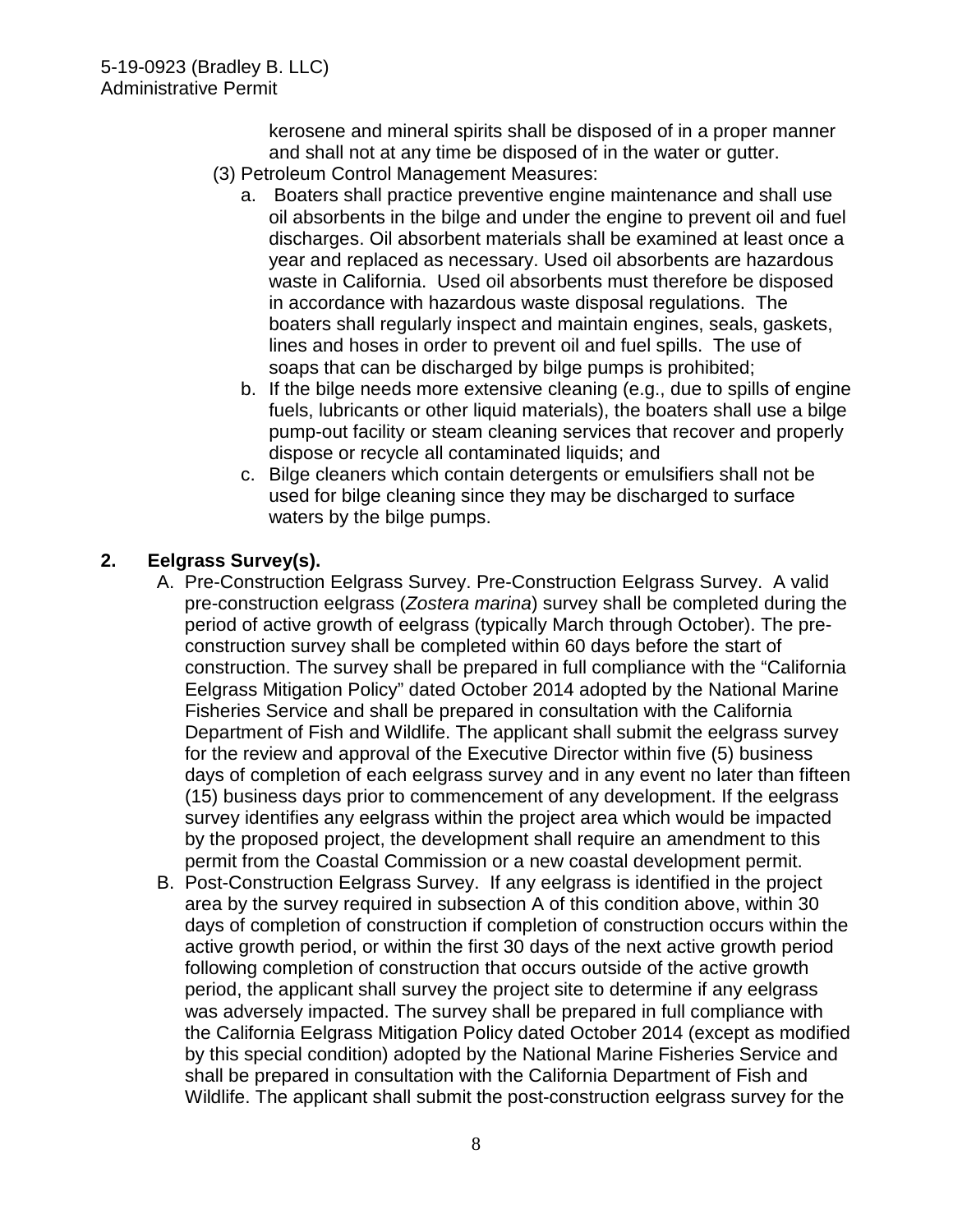kerosene and mineral spirits shall be disposed of in a proper manner and shall not at any time be disposed of in the water or gutter.

(3) Petroleum Control Management Measures:

a. Boaters shall practice preventive engine maintenance and shall use oil absorbents in the bilge and under the engine to prevent oil and fuel discharges. Oil absorbent materials shall be examined at least once a year and replaced as necessary. Used oil absorbents are hazardous waste in California. Used oil absorbents must therefore be disposed in accordance with hazardous waste disposal regulations. The boaters shall regularly inspect and maintain engines, seals, gaskets, lines and hoses in order to prevent oil and fuel spills. The use of soaps that can be discharged by bilge pumps is prohibited;

b. If the bilge needs more extensive cleaning (e.g., due to spills of engine fuels, lubricants or other liquid materials), the boaters shall use a bilge pump-out facility or steam cleaning services that recover and properly dispose or recycle all contaminated liquids; and

c. Bilge cleaners which contain detergents or emulsifiers shall not be used for bilge cleaning since they may be discharged to surface waters by the bilge pumps.

**2. Eelgrass Survey(s).**

A. Pre-Construction Eelgrass Survey. Pre-Construction Eelgrass Survey. A valid pre-construction eelgrass (*Zostera marina*) survey shall be completed during the period of active growth of eelgrass (typically March through October). The pre-construction survey shall be completed within 60 days before the start of construction. The survey shall be prepared in full compliance with the "California Eelgrass Mitigation Policy" dated October 2014 adopted by the National Marine Fisheries Service and shall be prepared in consultation with the California Department of Fish and Wildlife. The applicant shall submit the eelgrass survey for the review and approval of the Executive Director within five (5) business days of completion of each eelgrass survey and in any event no later than fifteen (15) business days prior to commencement of any development. If the eelgrass survey identifies any eelgrass within the project area which would be impacted by the proposed project, the development shall require an amendment to this permit from the Coastal Commission or a new coastal development permit.

B. Post-Construction Eelgrass Survey. If any eelgrass is identified in the project area by the survey required in subsection A of this condition above, within 30 days of completion of construction if completion of construction occurs within the active growth period, or within the first 30 days of the next active growth period following completion of construction that occurs outside of the active growth period, the applicant shall survey the project site to determine if any eelgrass was adversely impacted. The survey shall be prepared in full compliance with the California Eelgrass Mitigation Policy dated October 2014 (except as modified by this special condition) adopted by the National Marine Fisheries Service and shall be prepared in consultation with the California Department of Fish and Wildlife. The applicant shall submit the post-construction eelgrass survey for the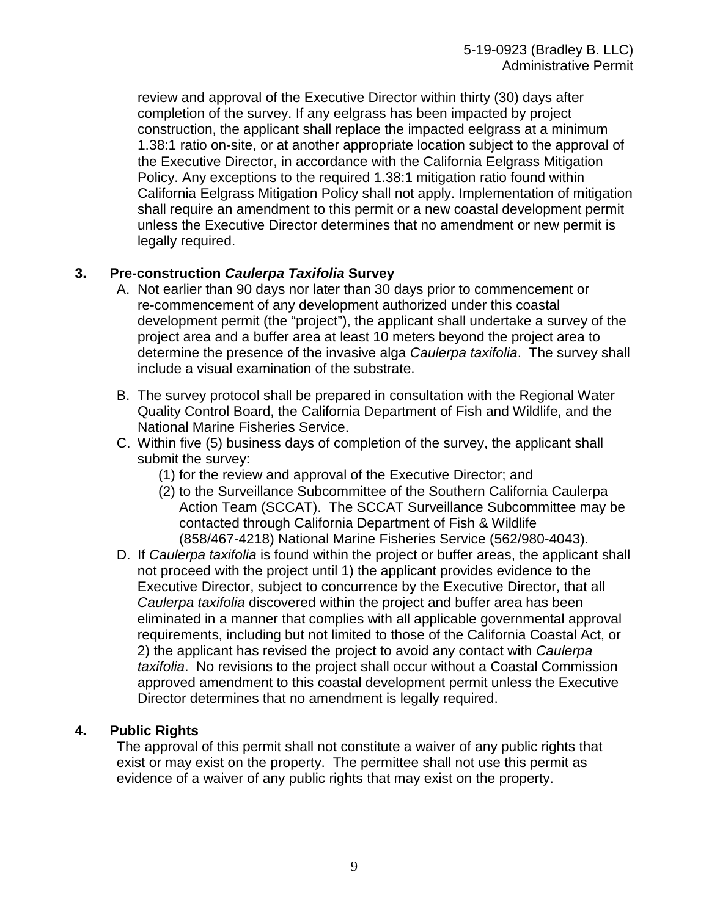review and approval of the Executive Director within thirty (30) days after completion of the survey. If any eelgrass has been impacted by project construction, the applicant shall replace the impacted eelgrass at a minimum 1.38:1 ratio on-site, or at another appropriate location subject to the approval of the Executive Director, in accordance with the California Eelgrass Mitigation Policy. Any exceptions to the required 1.38:1 mitigation ratio found within California Eelgrass Mitigation Policy shall not apply. Implementation of mitigation shall require an amendment to this permit or a new coastal development permit unless the Executive Director determines that no amendment or new permit is legally required.

**3. Pre-construction *Caulerpa Taxifolia* Survey**

A. Not earlier than 90 days nor later than 30 days prior to commencement or re-commencement of any development authorized under this coastal development permit (the "project"), the applicant shall undertake a survey of the project area and a buffer area at least 10 meters beyond the project area to determine the presence of the invasive alga *Caulerpa taxifolia*. The survey shall include a visual examination of the substrate.

B. The survey protocol shall be prepared in consultation with the Regional Water Quality Control Board, the California Department of Fish and Wildlife, and the National Marine Fisheries Service.

C. Within five (5) business days of completion of the survey, the applicant shall submit the survey:

   (1) for the review and approval of the Executive Director; and

   (2) to the Surveillance Subcommittee of the Southern California Caulerpa Action Team (SCCAT). The SCCAT Surveillance Subcommittee may be contacted through California Department of Fish & Wildlife (858/467-4218) National Marine Fisheries Service (562/980-4043).

D. If *Caulerpa taxifolia* is found within the project or buffer areas, the applicant shall not proceed with the project until 1) the applicant provides evidence to the Executive Director, subject to concurrence by the Executive Director, that all *Caulerpa taxifolia* discovered within the project and buffer area has been eliminated in a manner that complies with all applicable governmental approval requirements, including but not limited to those of the California Coastal Act, or 2) the applicant has revised the project to avoid any contact with *Caulerpa taxifolia*. No revisions to the project shall occur without a Coastal Commission approved amendment to this coastal development permit unless the Executive Director determines that no amendment is legally required.

**4. Public Rights**

The approval of this permit shall not constitute a waiver of any public rights that exist or may exist on the property. The permittee shall not use this permit as evidence of a waiver of any public rights that may exist on the property.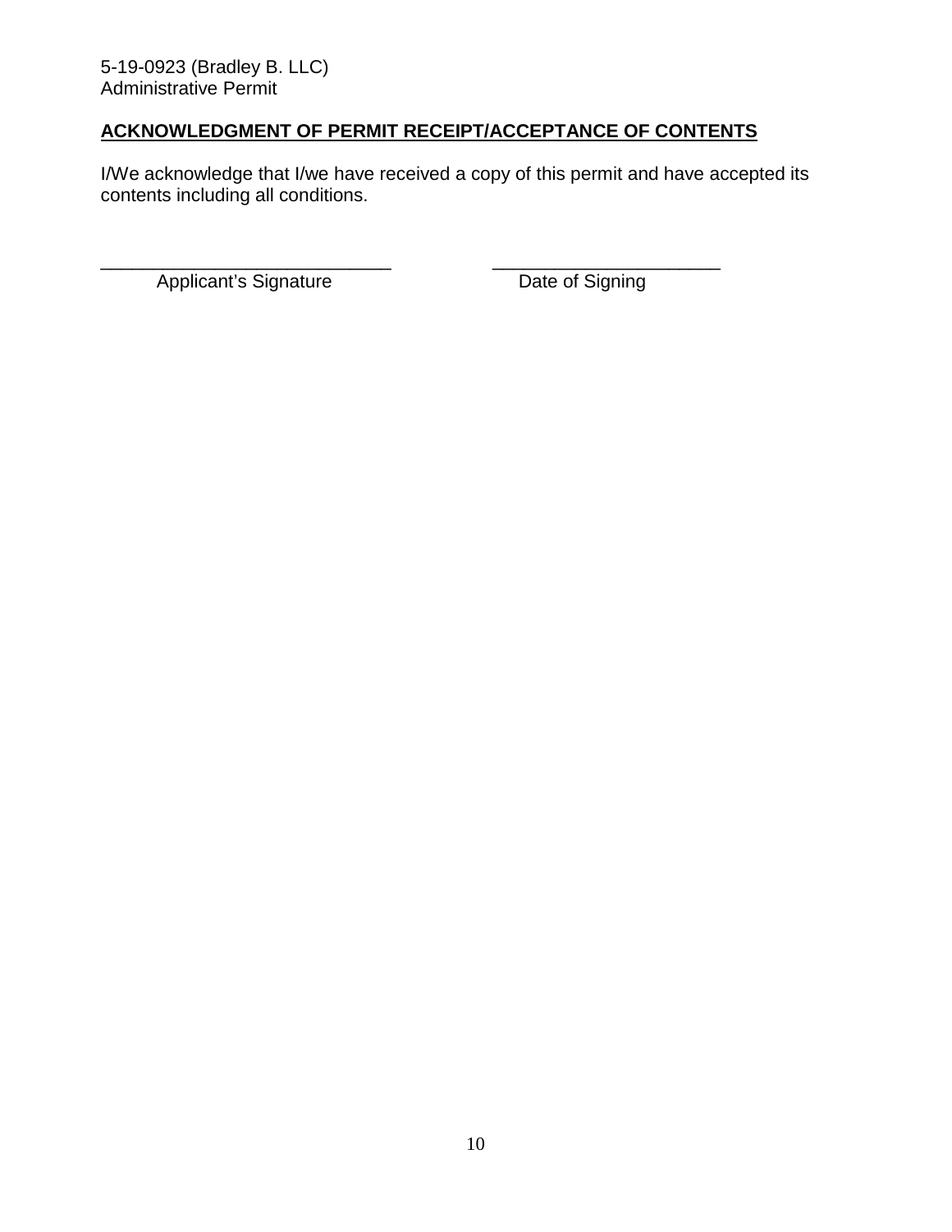5-19-0923 (Bradley B. LLC)
Administrative Permit

## ACKNOWLEDGMENT OF PERMIT RECEIPT/ACCEPTANCE OF CONTENTS

I/We acknowledge that I/we have received a copy of this permit and have accepted its contents including all conditions.

_____________________________ &nbsp;&nbsp;&nbsp;&nbsp;&nbsp;&nbsp;&nbsp;&nbsp; _______________________

Applicant's Signature &nbsp;&nbsp;&nbsp;&nbsp;&nbsp;&nbsp;&nbsp;&nbsp;&nbsp;&nbsp;&nbsp;&nbsp;&nbsp;&nbsp;&nbsp;&nbsp;&nbsp;&nbsp;&nbsp;&nbsp; Date of Signing